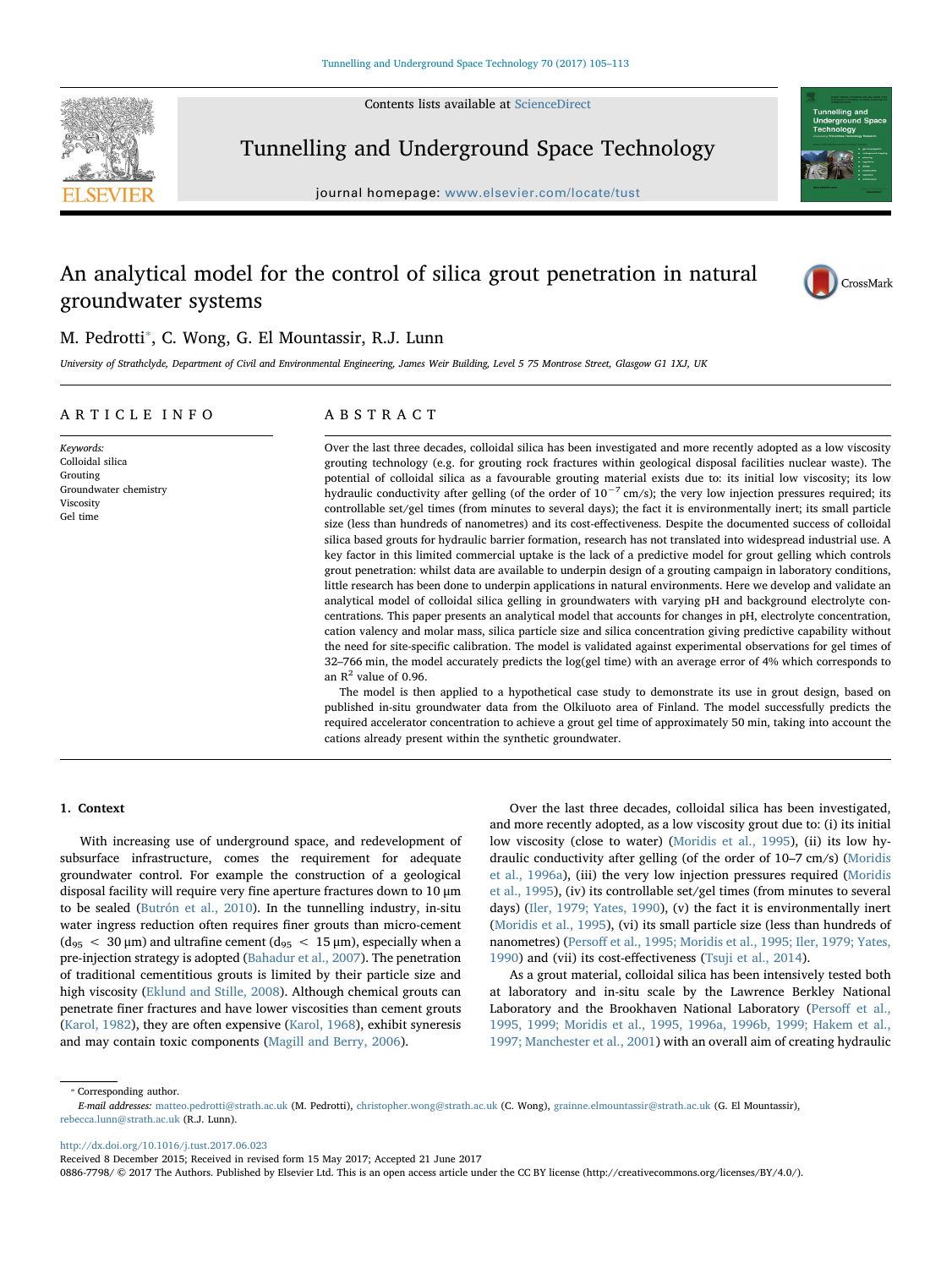# An analytical model for the control of silica grout penetration in natural groundwater systems

M. Pedrotti*, C. Wong, G. El Mountassir, R.J. Lunn

*University of Strathclyde, Department of Civil and Environmental Engineering, James Weir Building, Level 5 75 Montrose Street, Glasgow G1 1XJ, UK*

## ARTICLE INFO

*Keywords:*
Colloidal silica
Grouting
Groundwater chemistry
Viscosity
Gel time

## ABSTRACT

Over the last three decades, colloidal silica has been investigated and more recently adopted as a low viscosity grouting technology (e.g. for grouting rock fractures within geological disposal facilities nuclear waste). The potential of colloidal silica as a favourable grouting material exists due to: its initial low viscosity; its low hydraulic conductivity after gelling (of the order of $10^{-7}$ cm/s); the very low injection pressures required; its controllable set/gel times (from minutes to several days); the fact it is environmentally inert; its small particle size (less than hundreds of nanometres) and its cost-effectiveness. Despite the documented success of colloidal silica based grouts for hydraulic barrier formation, research has not translated into widespread industrial use. A key factor in this limited commercial uptake is the lack of a predictive model for grout gelling which controls grout penetration: whilst data are available to underpin design of a grouting campaign in laboratory conditions, little research has been done to underpin applications in natural environments. Here we develop and validate an analytical model of colloidal silica gelling in groundwaters with varying pH and background electrolyte concentrations. This paper presents an analytical model that accounts for changes in pH, electrolyte concentration, cation valency and molar mass, silica particle size and silica concentration giving predictive capability without the need for site-specific calibration. The model is validated against experimental observations for gel times of 32–766 min, the model accurately predicts the log(gel time) with an average error of 4% which corresponds to an $R^2$ value of 0.96.

The model is then applied to a hypothetical case study to demonstrate its use in grout design, based on published in-situ groundwater data from the Olkiluoto area of Finland. The model successfully predicts the required accelerator concentration to achieve a grout gel time of approximately 50 min, taking into account the cations already present within the synthetic groundwater.

## 1. Context

With increasing use of underground space, and redevelopment of subsurface infrastructure, comes the requirement for adequate groundwater control. For example the construction of a geological disposal facility will require very fine aperture fractures down to 10 µm to be sealed (Butrón et al., 2010). In the tunnelling industry, in-situ water ingress reduction often requires finer grouts than micro-cement ($d_{95} < 30$ µm) and ultrafine cement ($d_{95} < 15$ µm), especially when a pre-injection strategy is adopted (Bahadur et al., 2007). The penetration of traditional cementitious grouts is limited by their particle size and high viscosity (Eklund and Stille, 2008). Although chemical grouts can penetrate finer fractures and have lower viscosities than cement grouts (Karol, 1982), they are often expensive (Karol, 1968), exhibit syneresis and may contain toxic components (Magill and Berry, 2006).

Over the last three decades, colloidal silica has been investigated, and more recently adopted, as a low viscosity grout due to: (i) its initial low viscosity (close to water) (Moridis et al., 1995), (ii) its low hydraulic conductivity after gelling (of the order of 10–7 cm/s) (Moridis et al., 1996a), (iii) the very low injection pressures required (Moridis et al., 1995), (iv) its controllable set/gel times (from minutes to several days) (Iler, 1979; Yates, 1990), (v) the fact it is environmentally inert (Moridis et al., 1995), (vi) its small particle size (less than hundreds of nanometres) (Persoff et al., 1995; Moridis et al., 1995; Iler, 1979; Yates, 1990) and (vii) its cost-effectiveness (Tsuji et al., 2014).

As a grout material, colloidal silica has been intensively tested both at laboratory and in-situ scale by the Lawrence Berkley National Laboratory and the Brookhaven National Laboratory (Persoff et al., 1995, 1999; Moridis et al., 1995, 1996a, 1996b, 1999; Hakem et al., 1997; Manchester et al., 2001) with an overall aim of creating hydraulic

---

* Corresponding author.
*E-mail addresses:* matteo.pedrotti@strath.ac.uk (M. Pedrotti), christopher.wong@strath.ac.uk (C. Wong), grainne.elmountassir@strath.ac.uk (G. El Mountassir), rebecca.lunn@strath.ac.uk (R.J. Lunn).

http://dx.doi.org/10.1016/j.tust.2017.06.023
Received 8 December 2015; Received in revised form 15 May 2017; Accepted 21 June 2017
0886-7798/ © 2017 The Authors. Published by Elsevier Ltd. This is an open access article under the CC BY license (http://creativecommons.org/licenses/BY/4.0/).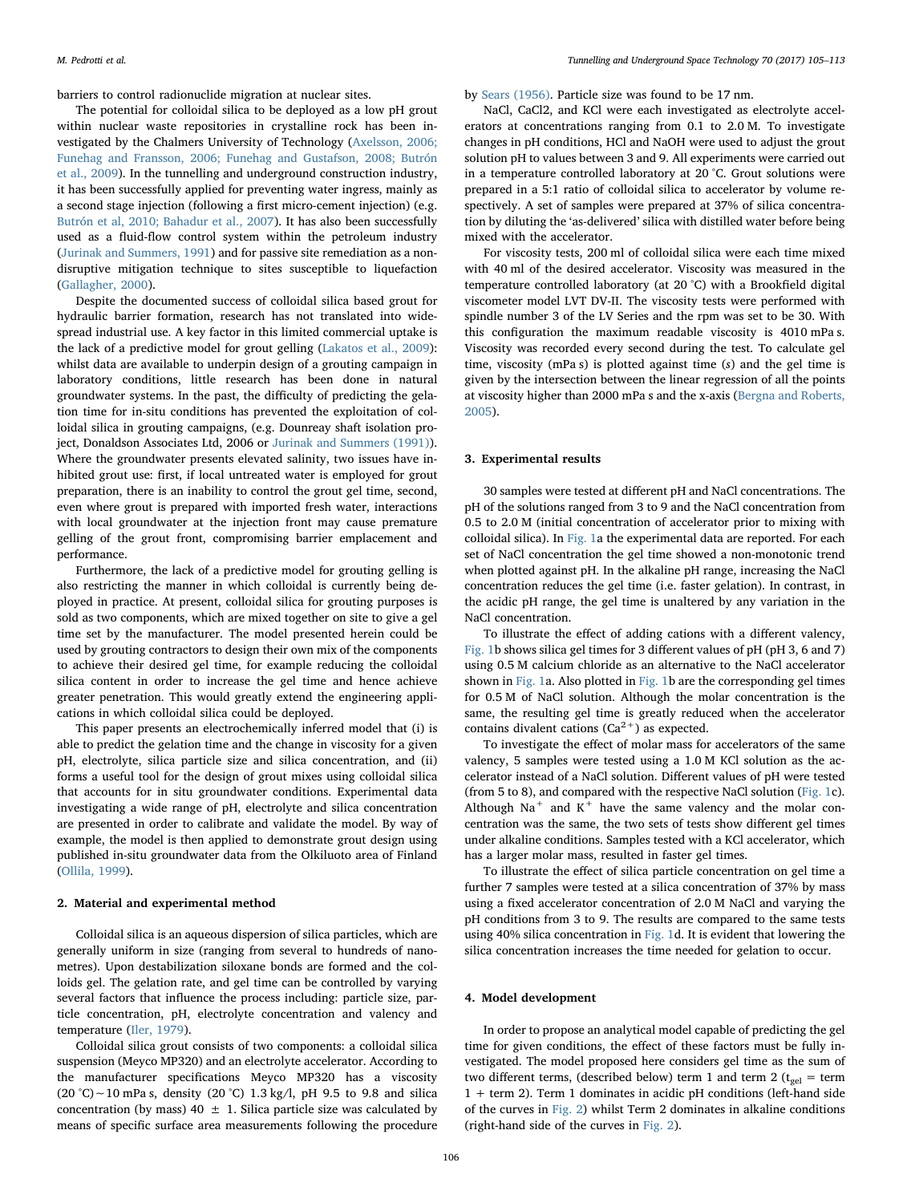barriers to control radionuclide migration at nuclear sites.

The potential for colloidal silica to be deployed as a low pH grout within nuclear waste repositories in crystalline rock has been investigated by the Chalmers University of Technology (Axelsson, 2006; Funehag and Fransson, 2006; Funehag and Gustafson, 2008; Butrón et al., 2009). In the tunnelling and underground construction industry, it has been successfully applied for preventing water ingress, mainly as a second stage injection (following a first micro-cement injection) (e.g. Butrón et al., 2010; Bahadur et al., 2007). It has also been successfully used as a fluid-flow control system within the petroleum industry (Jurinak and Summers, 1991) and for passive site remediation as a non-disruptive mitigation technique to sites susceptible to liquefaction (Gallagher, 2000).

Despite the documented success of colloidal silica based grout for hydraulic barrier formation, research has not translated into widespread industrial use. A key factor in this limited commercial uptake is the lack of a predictive model for grout gelling (Lakatos et al., 2009): whilst data are available to underpin design of a grouting campaign in laboratory conditions, little research has been done in natural groundwater systems. In the past, the difficulty of predicting the gelation time for in-situ conditions has prevented the exploitation of colloidal silica in grouting campaigns, (e.g. Dounreay shaft isolation project, Donaldson Associates Ltd, 2006 or Jurinak and Summers (1991)). Where the groundwater presents elevated salinity, two issues have inhibited grout use: first, if local untreated water is employed for grout preparation, there is an inability to control the grout gel time, second, even where grout is prepared with imported fresh water, interactions with local groundwater at the injection front may cause premature gelling of the grout front, compromising barrier emplacement and performance.

Furthermore, the lack of a predictive model for grouting gelling is also restricting the manner in which colloidal is currently being deployed in practice. At present, colloidal silica for grouting purposes is sold as two components, which are mixed together on site to give a gel time set by the manufacturer. The model presented herein could be used by grouting contractors to design their own mix of the components to achieve their desired gel time, for example reducing the colloidal silica content in order to increase the gel time and hence achieve greater penetration. This would greatly extend the engineering applications in which colloidal silica could be deployed.

This paper presents an electrochemically inferred model that (i) is able to predict the gelation time and the change in viscosity for a given pH, electrolyte, silica particle size and silica concentration, and (ii) forms a useful tool for the design of grout mixes using colloidal silica that accounts for in situ groundwater conditions. Experimental data investigating a wide range of pH, electrolyte and silica concentration are presented in order to calibrate and validate the model. By way of example, the model is then applied to demonstrate grout design using published in-situ groundwater data from the Olkiluoto area of Finland (Ollila, 1999).

## 2. Material and experimental method

Colloidal silica is an aqueous dispersion of silica particles, which are generally uniform in size (ranging from several to hundreds of nanometres). Upon destabilization siloxane bonds are formed and the colloids gel. The gelation rate, and gel time can be controlled by varying several factors that influence the process including: particle size, particle concentration, pH, electrolyte concentration and valency and temperature (Iler, 1979).

Colloidal silica grout consists of two components: a colloidal silica suspension (Meyco MP320) and an electrolyte accelerator. According to the manufacturer specifications Meyco MP320 has a viscosity (20 °C) ~ 10 mPa s, density (20 °C) 1.3 kg/l, pH 9.5 to 9.8 and silica concentration (by mass) 40 ± 1. Silica particle size was calculated by means of specific surface area measurements following the procedure by Sears (1956). Particle size was found to be 17 nm.

NaCl, CaCl2, and KCl were each investigated as electrolyte accelerators at concentrations ranging from 0.1 to 2.0 M. To investigate changes in pH conditions, HCl and NaOH were used to adjust the grout solution pH to values between 3 and 9. All experiments were carried out in a temperature controlled laboratory at 20 °C. Grout solutions were prepared in a 5:1 ratio of colloidal silica to accelerator by volume respectively. A set of samples were prepared at 37% of silica concentration by diluting the 'as-delivered' silica with distilled water before being mixed with the accelerator.

For viscosity tests, 200 ml of colloidal silica were each time mixed with 40 ml of the desired accelerator. Viscosity was measured in the temperature controlled laboratory (at 20 °C) with a Brookfield digital viscometer model LVT DV-II. The viscosity tests were performed with spindle number 3 of the LV Series and the rpm was set to be 30. With this configuration the maximum readable viscosity is 4010 mPa s. Viscosity was recorded every second during the test. To calculate gel time, viscosity (mPa s) is plotted against time (*s*) and the gel time is given by the intersection between the linear regression of all the points at viscosity higher than 2000 mPa s and the x-axis (Bergna and Roberts, 2005).

## 3. Experimental results

30 samples were tested at different pH and NaCl concentrations. The pH of the solutions ranged from 3 to 9 and the NaCl concentration from 0.5 to 2.0 M (initial concentration of accelerator prior to mixing with colloidal silica). In Fig. 1a the experimental data are reported. For each set of NaCl concentration the gel time showed a non-monotonic trend when plotted against pH. In the alkaline pH range, increasing the NaCl concentration reduces the gel time (i.e. faster gelation). In contrast, in the acidic pH range, the gel time is unaltered by any variation in the NaCl concentration.

To illustrate the effect of adding cations with a different valency, Fig. 1b shows silica gel times for 3 different values of pH (pH 3, 6 and 7) using 0.5 M calcium chloride as an alternative to the NaCl accelerator shown in Fig. 1a. Also plotted in Fig. 1b are the corresponding gel times for 0.5 M of NaCl solution. Although the molar concentration is the same, the resulting gel time is greatly reduced when the accelerator contains divalent cations ($Ca^{2+}$) as expected.

To investigate the effect of molar mass for accelerators of the same valency, 5 samples were tested using a 1.0 M KCl solution as the accelerator instead of a NaCl solution. Different values of pH were tested (from 5 to 8), and compared with the respective NaCl solution (Fig. 1c). Although $Na^{+}$ and $K^{+}$ have the same valency and the molar concentration was the same, the two sets of tests show different gel times under alkaline conditions. Samples tested with a KCl accelerator, which has a larger molar mass, resulted in faster gel times.

To illustrate the effect of silica particle concentration on gel time a further 7 samples were tested at a silica concentration of 37% by mass using a fixed accelerator concentration of 2.0 M NaCl and varying the pH conditions from 3 to 9. The results are compared to the same tests using 40% silica concentration in Fig. 1d. It is evident that lowering the silica concentration increases the time needed for gelation to occur.

## 4. Model development

In order to propose an analytical model capable of predicting the gel time for given conditions, the effect of these factors must be fully investigated. The model proposed here considers gel time as the sum of two different terms, (described below) term 1 and term 2 ($t_{gel}$ = term 1 + term 2). Term 1 dominates in acidic pH conditions (left-hand side of the curves in Fig. 2) whilst Term 2 dominates in alkaline conditions (right-hand side of the curves in Fig. 2).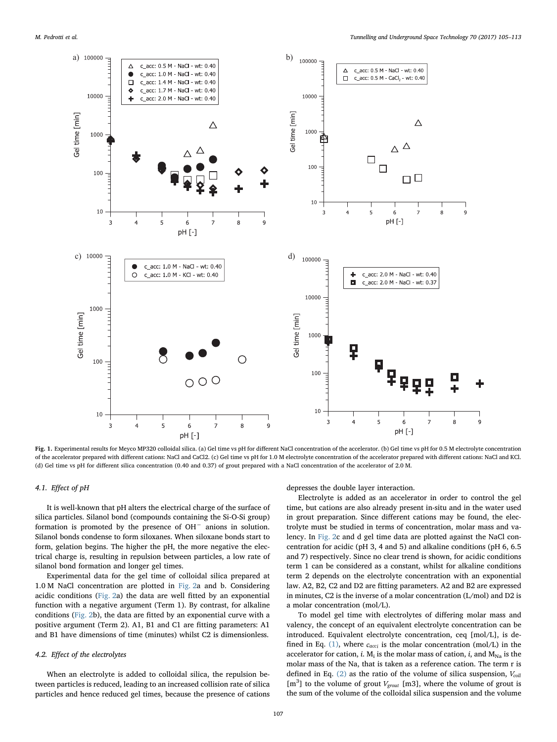**Fig. 1.** Experimental results for Meyco MP320 colloidal silica. (a) Gel time vs pH for different NaCl concentration of the accelerator. (b) Gel time vs pH for 0.5 M electrolyte concentration of the accelerator prepared with different cations: NaCl and CaCl2. (c) Gel time vs pH for 1.0 M electrolyte concentration of the accelerator prepared with different cations: NaCl and KCl. (d) Gel time vs pH for different silica concentration (0.40 and 0.37) of grout prepared with a NaCl concentration of the accelerator of 2.0 M.

### 4.1. Effect of pH

It is well-known that pH alters the electrical charge of the surface of silica particles. Silanol bond (compounds containing the Si-O-Si group) formation is promoted by the presence of $OH^-$ anions in solution. Silanol bonds condense to form siloxanes. When siloxane bonds start to form, gelation begins. The higher the pH, the more negative the electrical charge is, resulting in repulsion between particles, a low rate of silanol bond formation and longer gel times.

Experimental data for the gel time of colloidal silica prepared at 1.0 M NaCl concentration are plotted in Fig. 2a and b. Considering acidic conditions (Fig. 2a) the data are well fitted by an exponential function with a negative argument (Term 1). By contrast, for alkaline conditions (Fig. 2b), the data are fitted by an exponential curve with a positive argument (Term 2). A1, B1 and C1 are fitting parameters: A1 and B1 have dimensions of time (minutes) whilst C2 is dimensionless.

### 4.2. Effect of the electrolytes

When an electrolyte is added to colloidal silica, the repulsion between particles is reduced, leading to an increased collision rate of silica particles and hence reduced gel times, because the presence of cations depresses the double layer interaction.

Electrolyte is added as an accelerator in order to control the gel time, but cations are also already present in-situ and in the water used in grout preparation. Since different cations may be found, the electrolyte must be studied in terms of concentration, molar mass and valency. In Fig. 2c and d gel time data are plotted against the NaCl concentration for acidic (pH 3, 4 and 5) and alkaline conditions (pH 6, 6.5 and 7) respectively. Since no clear trend is shown, for acidic conditions term 1 can be considered as a constant, whilst for alkaline conditions term 2 depends on the electrolyte concentration with an exponential law. A2, B2, C2 and D2 are fitting parameters. A2 and B2 are expressed in minutes, C2 is the inverse of a molar concentration (L/mol) and D2 is a molar concentration (mol/L).

To model gel time with electrolytes of differing molar mass and valency, the concept of an equivalent electrolyte concentration can be introduced. Equivalent electrolyte concentration, ceq [mol/L], is defined in Eq. (1), where $c_{acci}$ is the molar concentration (mol/L) in the accelerator for cation, *i*. $M_i$ is the molar mass of cation, *i*, and $M_{Na}$ is the molar mass of the Na, that is taken as a reference cation. The term r is defined in Eq. (2) as the ratio of the volume of silica suspension, $V_{coll}$ [$m^3$] to the volume of grout $V_{grout}$ [m3], where the volume of grout is the sum of the volume of the colloidal silica suspension and the volume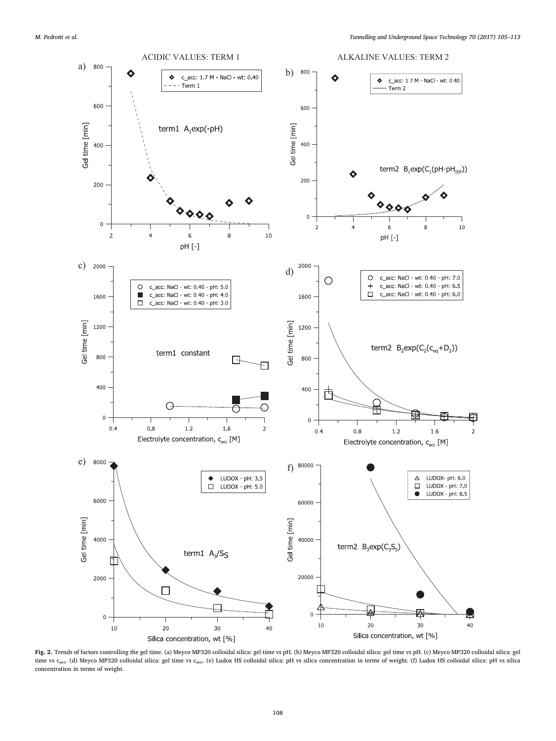ACIDIC VALUES: TERM 1

ALKALINE VALUES: TERM 2

Fig. 2. Trends of factors controlling the gel time. (a) Meyco MP320 colloidal silica: gel time vs pH. (b) Meyco MP320 colloidal silica: gel time vs pH. (c) Meyco MP320 colloidal silica: gel time vs $c_{acc}$. (d) Meyco MP320 colloidal silica: gel time vs $c_{acc}$. (e) Ludox HS colloidal silica: pH vs silica concentration in terms of weight. (f) Ludox HS colloidal silica: pH vs silica concentration in terms of weight.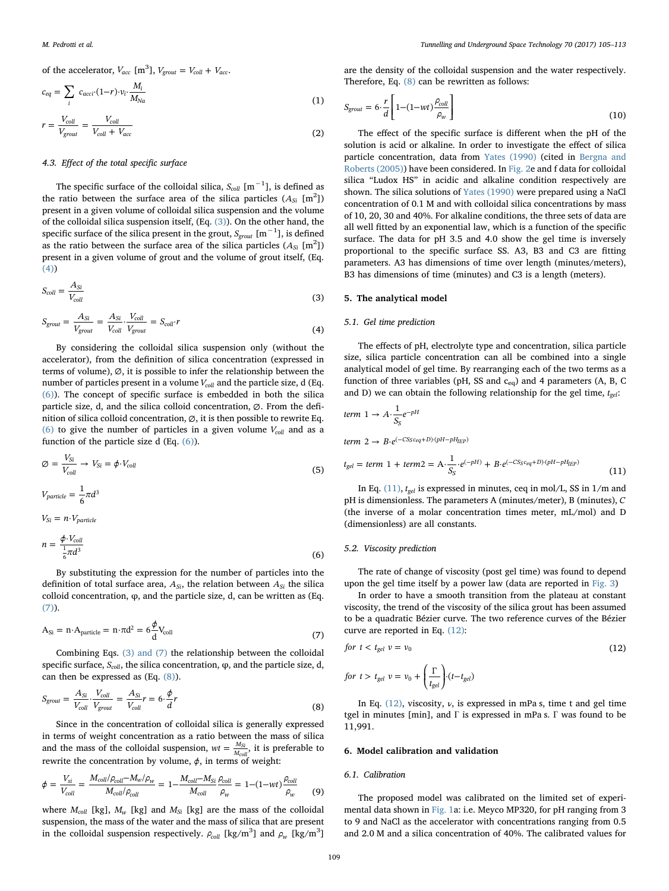of the accelerator, $V_{acc}$ [m$^3$], $V_{grout} = V_{coll} + V_{acc}$.

$$c_{eq} = \sum_i c_{acci}\cdot(1-r)\cdot v_i\cdot\frac{M_i}{M_{Na}} \tag{1}$$

$$r = \frac{V_{coll}}{V_{grout}} = \frac{V_{coll}}{V_{coll} + V_{acc}} \tag{2}$$

### 4.3. Effect of the total specific surface

The specific surface of the colloidal silica, $S_{coll}$ [m$^{-1}$], is defined as the ratio between the surface area of the silica particles ($A_{Si}$ [m$^2$]) present in a given volume of colloidal silica suspension and the volume of the colloidal silica suspension itself, (Eq. (3)). On the other hand, the specific surface of the silica present in the grout, $S_{grout}$ [m$^{-1}$], is defined as the ratio between the surface area of the silica particles ($A_{Si}$ [m$^2$]) present in a given volume of grout and the volume of grout itself, (Eq. (4))

$$S_{coll} = \frac{A_{Si}}{V_{coll}} \tag{3}$$

$$S_{grout} = \frac{A_{Si}}{V_{grout}} = \frac{A_{Si}}{V_{coll}}\cdot\frac{V_{coll}}{V_{grout}} = S_{coll}\cdot r \tag{4}$$

By considering the colloidal silica suspension only (without the accelerator), from the definition of silica concentration (expressed in terms of volume), ∅, it is possible to infer the relationship between the number of particles present in a volume $V_{coll}$ and the particle size, d (Eq. (6)). The concept of specific surface is embedded in both the silica particle size, d, and the silica colloid concentration, ∅. From the definition of silica colloid concentration, ∅, it is then possible to rewrite Eq. (6) to give the number of particles in a given volume $V_{coll}$ and as a function of the particle size d (Eq. (6)).

$$\varnothing = \frac{V_{Si}}{V_{coll}} \rightarrow V_{Si} = \phi\cdot V_{coll} \tag{5}$$

$$V_{particle} = \frac{1}{6}\pi d^3$$

$$V_{Si} = n\cdot V_{particle}$$

$$n = \frac{\phi\cdot V_{coll}}{\frac{1}{6}\pi d^3} \tag{6}$$

By substituting the expression for the number of particles into the definition of total surface area, $A_{Si}$, the relation between $A_{Si}$ the silica colloid concentration, φ, and the particle size, d, can be written as (Eq. (7)).

$$A_{Si} = n\cdot A_{particle} = n\cdot\pi d^2 = 6\frac{\phi}{d}V_{coll} \tag{7}$$

Combining Eqs. (3) and (7) the relationship between the colloidal specific surface, $S_{coll}$, the silica concentration, φ, and the particle size, d, can then be expressed as (Eq. (8)).

$$S_{grout} = \frac{A_{Si}}{V_{coll}}\cdot\frac{V_{coll}}{V_{grout}} = \frac{A_{Si}}{V_{coll}}r = 6\cdot\frac{\phi}{d}r \tag{8}$$

Since in the concentration of colloidal silica is generally expressed in terms of weight concentration as a ratio between the mass of silica and the mass of the colloidal suspension, $wt = \frac{M_{Si}}{M_{coll}}$, it is preferable to rewrite the concentration by volume, $\phi$, in terms of weight:

$$\phi = \frac{V_{si}}{V_{coll}} = \frac{M_{coll}/\rho_{coll} - M_w/\rho_w}{M_{coll}/\rho_{coll}} = 1 - \frac{M_{coll} - M_{Si}}{M_{coll}}\frac{\rho_{coll}}{\rho_w} = 1-(1-wt)\frac{\rho_{coll}}{\rho_w} \tag{9}$$

where $M_{coll}$ [kg], $M_w$ [kg] and $M_{Si}$ [kg] are the mass of the colloidal suspension, the mass of the water and the mass of silica that are present in the colloidal suspension respectively. $\rho_{coll}$ [kg/m$^3$] and $\rho_w$ [kg/m$^3$] are the density of the colloidal suspension and the water respectively. Therefore, Eq. (8) can be rewritten as follows:

$$S_{grout} = 6\cdot\frac{r}{d}\left[1-(1-wt)\frac{\rho_{coll}}{\rho_w}\right] \tag{10}$$

The effect of the specific surface is different when the pH of the solution is acid or alkaline. In order to investigate the effect of silica particle concentration, data from Yates (1990) (cited in Bergna and Roberts (2005)) have been considered. In Fig. 2e and f data for colloidal silica "Ludox HS" in acidic and alkaline condition respectively are shown. The silica solutions of Yates (1990) were prepared using a NaCl concentration of 0.1 M and with colloidal silica concentrations by mass of 10, 20, 30 and 40%. For alkaline conditions, the three sets of data are all well fitted by an exponential law, which is a function of the specific surface. The data for pH 3.5 and 4.0 show the gel time is inversely proportional to the specific surface SS. A3, B3 and C3 are fitting parameters. A3 has dimensions of time over length (minutes/meters), B3 has dimensions of time (minutes) and C3 is a length (meters).

## 5. The analytical model

### 5.1. Gel time prediction

The effects of pH, electrolyte type and concentration, silica particle size, silica particle concentration can all be combined into a single analytical model of gel time. By rearranging each of the two terms as a function of three variables (pH, SS and $c_{eq}$) and 4 parameters (A, B, C and D) we can obtain the following relationship for the gel time, $t_{gel}$:

$$term\ 1 \rightarrow A\cdot\frac{1}{S_S}e^{-pH}$$

$$term\ 2 \rightarrow B\cdot e^{(-CS_S c_{eq}+D)\cdot(pH-pH_{IEP})}$$

$$t_{gel} = term\ 1 + term2 = A\cdot\frac{1}{S_S}\cdot e^{(-pH)} + B\cdot e^{(-CS_S c_{eq}+D)\cdot(pH-pH_{IEP})} \tag{11}$$

In Eq. (11), $t_{gel}$ is expressed in minutes, ceq in mol/L, SS in 1/m and pH is dimensionless. The parameters A (minutes/meter), B (minutes), C (the inverse of a molar concentration times meter, mL/mol) and D (dimensionless) are all constants.

### 5.2. Viscosity prediction

The rate of change of viscosity (post gel time) was found to depend upon the gel time itself by a power law (data are reported in Fig. 3)

In order to have a smooth transition from the plateau at constant viscosity, the trend of the viscosity of the silica grout has been assumed to be a quadratic Bézier curve. The two reference curves of the Bézier curve are reported in Eq. (12):

$$for\ t < t_{gel}\ v = v_0 \tag{12}$$

$$for\ t > t_{gel}\ v = v_0 + \left(\frac{\Gamma}{t_{gel}}\right)\cdot(t - t_{gel})$$

In Eq. (12), viscosity, ν, is expressed in mPa s, time t and gel time tgel in minutes [min], and Γ is expressed in mPa s. Γ was found to be 11,991.

## 6. Model calibration and validation

### 6.1. Calibration

The proposed model was calibrated on the limited set of experimental data shown in Fig. 1a: i.e. Meyco MP320, for pH ranging from 3 to 9 and NaCl as the accelerator with concentrations ranging from 0.5 and 2.0 M and a silica concentration of 40%. The calibrated values for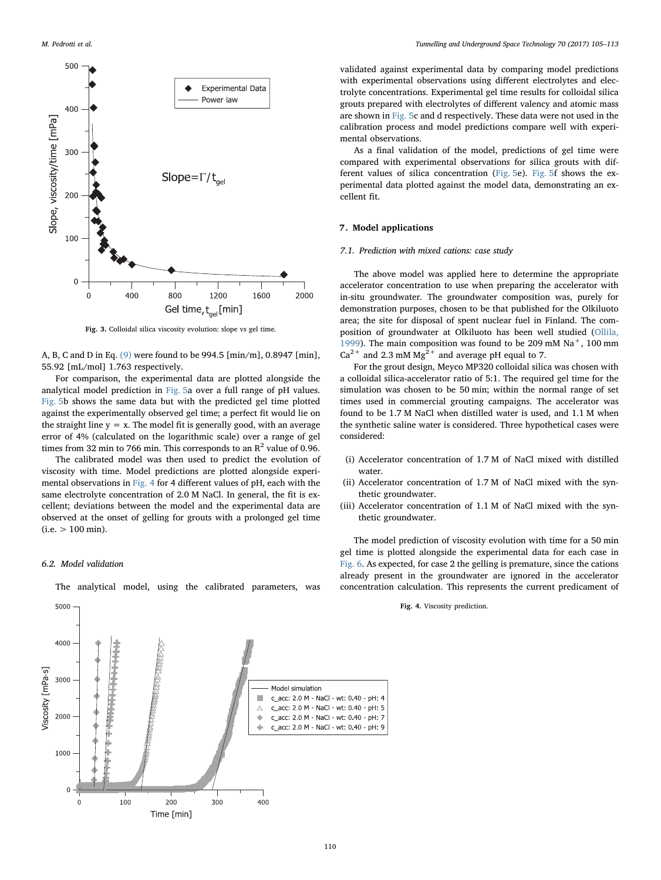Fig. 3. Colloidal silica viscosity evolution: slope vs gel time.

A, B, C and D in Eq. (9) were found to be 994.5 [min/m], 0.8947 [min], 55.92 [mL/mol] 1.763 respectively.

For comparison, the experimental data are plotted alongside the analytical model prediction in Fig. 5a over a full range of pH values. Fig. 5b shows the same data but with the predicted gel time plotted against the experimentally observed gel time; a perfect fit would lie on the straight line y = x. The model fit is generally good, with an average error of 4% (calculated on the logarithmic scale) over a range of gel times from 32 min to 766 min. This corresponds to an $R^2$ value of 0.96.

The calibrated model was then used to predict the evolution of viscosity with time. Model predictions are plotted alongside experimental observations in Fig. 4 for 4 different values of pH, each with the same electrolyte concentration of 2.0 M NaCl. In general, the fit is excellent; deviations between the model and the experimental data are observed at the onset of gelling for grouts with a prolonged gel time (i.e. > 100 min).

### 6.2. Model validation

The analytical model, using the calibrated parameters, was validated against experimental data by comparing model predictions with experimental observations using different electrolytes and electrolyte concentrations. Experimental gel time results for colloidal silica grouts prepared with electrolytes of different valency and atomic mass are shown in Fig. 5c and d respectively. These data were not used in the calibration process and model predictions compare well with experimental observations.

As a final validation of the model, predictions of gel time were compared with experimental observations for silica grouts with different values of silica concentration (Fig. 5e). Fig. 5f shows the experimental data plotted against the model data, demonstrating an excellent fit.

## 7. Model applications

### 7.1. Prediction with mixed cations: case study

The above model was applied here to determine the appropriate accelerator concentration to use when preparing the accelerator with in-situ groundwater. The groundwater composition was, purely for demonstration purposes, chosen to be that published for the Olkiluoto area; the site for disposal of spent nuclear fuel in Finland. The composition of groundwater at Olkiluoto has been well studied (Ollila, 1999). The main composition was found to be 209 mM $Na^{+}$, 100 mm $Ca^{2+}$ and 2.3 mM $Mg^{2+}$ and average pH equal to 7.

For the grout design, Meyco MP320 colloidal silica was chosen with a colloidal silica-accelerator ratio of 5:1. The required gel time for the simulation was chosen to be 50 min; within the normal range of set times used in commercial grouting campaigns. The accelerator was found to be 1.7 M NaCl when distilled water is used, and 1.1 M when the synthetic saline water is considered. Three hypothetical cases were considered:

- (i) Accelerator concentration of 1.7 M of NaCl mixed with distilled water.
- (ii) Accelerator concentration of 1.7 M of NaCl mixed with the synthetic groundwater.
- (iii) Accelerator concentration of 1.1 M of NaCl mixed with the synthetic groundwater.

The model prediction of viscosity evolution with time for a 50 min gel time is plotted alongside the experimental data for each case in Fig. 6. As expected, for case 2 the gelling is premature, since the cations already present in the groundwater are ignored in the accelerator concentration calculation. This represents the current predicament of

Fig. 4. Viscosity prediction.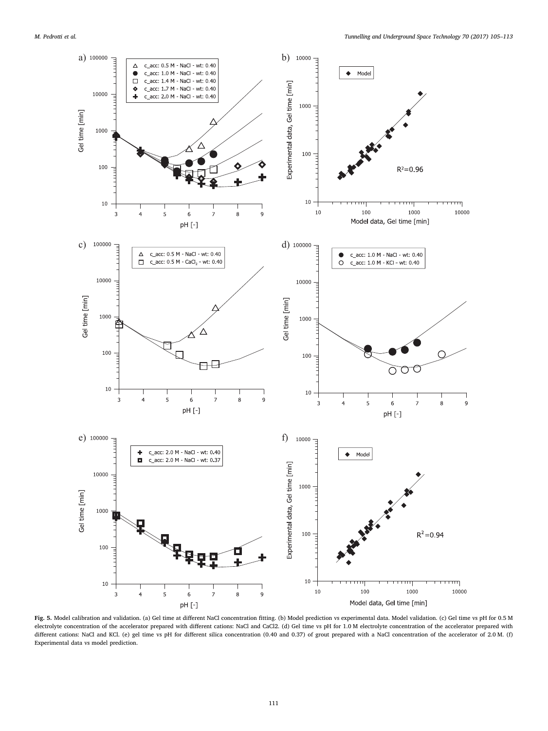**Fig. 5.** Model calibration and validation. (a) Gel time at different NaCl concentration fitting. (b) Model prediction vs experimental data. Model validation. (c) Gel time vs pH for 0.5 M electrolyte concentration of the accelerator prepared with different cations: NaCl and CaCl2. (d) Gel time vs pH for 1.0 M electrolyte concentration of the accelerator prepared with different cations: NaCl and KCl. (e) gel time vs pH for different silica concentration (0.40 and 0.37) of grout prepared with a NaCl concentration of the accelerator of 2.0 M. (f) Experimental data vs model prediction.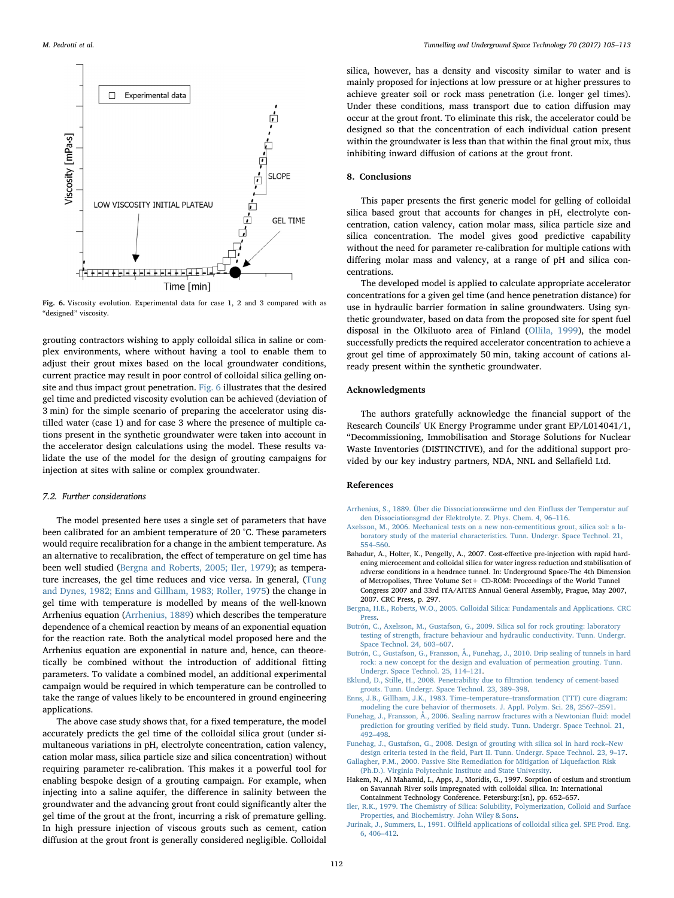Fig. 6. Viscosity evolution. Experimental data for case 1, 2 and 3 compared with as "designed" viscosity.

grouting contractors wishing to apply colloidal silica in saline or complex environments, where without having a tool to enable them to adjust their grout mixes based on the local groundwater conditions, current practice may result in poor control of colloidal silica gelling on-site and thus impact grout penetration. Fig. 6 illustrates that the desired gel time and predicted viscosity evolution can be achieved (deviation of 3 min) for the simple scenario of preparing the accelerator using distilled water (case 1) and for case 3 where the presence of multiple cations present in the synthetic groundwater were taken into account in the accelerator design calculations using the model. These results validate the use of the model for the design of grouting campaigns for injection at sites with saline or complex groundwater.

### 7.2. Further considerations

The model presented here uses a single set of parameters that have been calibrated for an ambient temperature of 20 °C. These parameters would require recalibration for a change in the ambient temperature. As an alternative to recalibration, the effect of temperature on gel time has been well studied (Bergna and Roberts, 2005; Iler, 1979); as temperature increases, the gel time reduces and vice versa. In general, (Tung and Dynes, 1982; Enns and Gillham, 1983; Roller, 1975) the change in gel time with temperature is modelled by means of the well-known Arrhenius equation (Arrhenius, 1889) which describes the temperature dependence of a chemical reaction by means of an exponential equation for the reaction rate. Both the analytical model proposed here and the Arrhenius equation are exponential in nature and, hence, can theoretically be combined without the introduction of additional fitting parameters. To validate a combined model, an additional experimental campaign would be required in which temperature can be controlled to take the range of values likely to be encountered in ground engineering applications.

The above case study shows that, for a fixed temperature, the model accurately predicts the gel time of the colloidal silica grout (under simultaneous variations in pH, electrolyte concentration, cation valency, cation molar mass, silica particle size and silica concentration) without requiring parameter re-calibration. This makes it a powerful tool for enabling bespoke design of a grouting campaign. For example, when injecting into a saline aquifer, the difference in salinity between the groundwater and the advancing grout front could significantly alter the gel time of the grout at the front, incurring a risk of premature gelling. In high pressure injection of viscous grouts such as cement, cation diffusion at the grout front is generally considered negligible. Colloidal silica, however, has a density and viscosity similar to water and is mainly proposed for injections at low pressure or at higher pressures to achieve greater soil or rock mass penetration (i.e. longer gel times). Under these conditions, mass transport due to cation diffusion may occur at the grout front. To eliminate this risk, the accelerator could be designed so that the concentration of each individual cation present within the groundwater is less than that within the final grout mix, thus inhibiting inward diffusion of cations at the grout front.

## 8. Conclusions

This paper presents the first generic model for gelling of colloidal silica based grout that accounts for changes in pH, electrolyte concentration, cation valency, cation molar mass, silica particle size and silica concentration. The model gives good predictive capability without the need for parameter re-calibration for multiple cations with differing molar mass and valency, at a range of pH and silica concentrations.

The developed model is applied to calculate appropriate accelerator concentrations for a given gel time (and hence penetration distance) for use in hydraulic barrier formation in saline groundwaters. Using synthetic groundwater, based on data from the proposed site for spent fuel disposal in the Olkiluoto area of Finland (Ollila, 1999), the model successfully predicts the required accelerator concentration to achieve a grout gel time of approximately 50 min, taking account of cations already present within the synthetic groundwater.

## Acknowledgments

The authors gratefully acknowledge the financial support of the Research Councils' UK Energy Programme under grant EP/L014041/1, "Decommissioning, Immobilisation and Storage Solutions for Nuclear Waste Inventories (DISTINCTIVE), and for the additional support provided by our key industry partners, NDA, NNL and Sellafield Ltd.

## References

Arrhenius, S., 1889. Über die Dissociationswärme und den Einfluss der Temperatur auf den Dissociationsgrad der Elektrolyte. Z. Phys. Chem. 4, 96–116.

Axelsson, M., 2006. Mechanical tests on a new non-cementitious grout, silica sol: a laboratory study of the material characteristics. Tunn. Undergr. Space Technol. 21, 554–560.

Bahadur, A., Holter, K., Pengelly, A., 2007. Cost-effective pre-injection with rapid hardening microcement and colloidal silica for water ingress reduction and stabilisation of adverse conditions in a headrace tunnel. In: Underground Space-The 4th Dimension of Metropolises, Three Volume Set+ CD-ROM: Proceedings of the World Tunnel Congress 2007 and 33rd ITA/AITES Annual General Assembly, Prague, May 2007, 2007. CRC Press, p. 297.

Bergna, H.E., Roberts, W.O., 2005. Colloidal Silica: Fundamentals and Applications. CRC Press.

Butrón, C., Axelsson, M., Gustafson, G., 2009. Silica sol for rock grouting: laboratory testing of strength, fracture behaviour and hydraulic conductivity. Tunn. Undergr. Space Technol. 24, 603–607.

Butrón, C., Gustafson, G., Fransson, Å., Funehag, J., 2010. Drip sealing of tunnels in hard rock: a new concept for the design and evaluation of permeation grouting. Tunn. Undergr. Space Technol. 25, 114–121.

Eklund, D., Stille, H., 2008. Penetrability due to filtration tendency of cement-based grouts. Tunn. Undergr. Space Technol. 23, 389–398.

Enns, J.B., Gillham, J.K., 1983. Time–temperature–transformation (TTT) cure diagram: modeling the cure behavior of thermosets. J. Appl. Polym. Sci. 28, 2567–2591.

Funehag, J., Fransson, Å., 2006. Sealing narrow fractures with a Newtonian fluid: model prediction for grouting verified by field study. Tunn. Undergr. Space Technol. 21, 492–498.

Funehag, J., Gustafson, G., 2008. Design of grouting with silica sol in hard rock–New design criteria tested in the field, Part II. Tunn. Undergr. Space Technol. 23, 9–17.

Gallagher, P.M., 2000. Passive Site Remediation for Mitigation of Liquefaction Risk (Ph.D.). Virginia Polytechnic Institute and State University.

Hakem, N., Al Mahamid, I., Apps, J., Moridis, G., 1997. Sorption of cesium and strontium on Savannah River soils impregnated with colloidal silica. In: International Containment Technology Conference. Petersburg:[sn], pp. 652–657.

Iler, R.K., 1979. The Chemistry of Silica: Solubility, Polymerization, Colloid and Surface Properties, and Biochemistry. John Wiley & Sons.

Jurinak, J., Summers, L., 1991. Oilfield applications of colloidal silica gel. SPE Prod. Eng. 6, 406–412.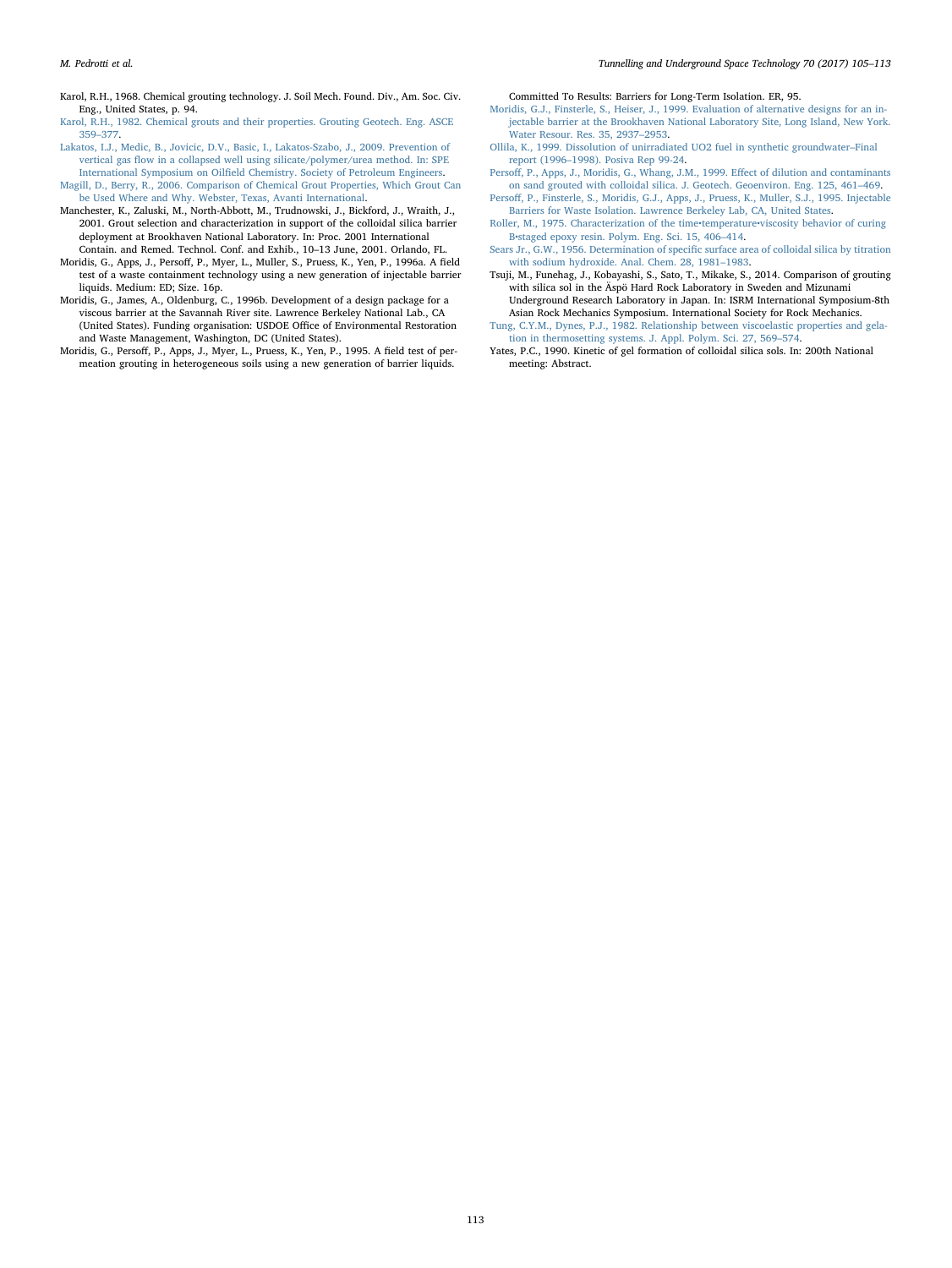Karol, R.H., 1968. Chemical grouting technology. J. Soil Mech. Found. Div., Am. Soc. Civ. Eng., United States, p. 94.

Karol, R.H., 1982. Chemical grouts and their properties. Grouting Geotech. Eng. ASCE 359–377.

Lakatos, I.J., Medic, B., Jovicic, D.V., Basic, I., Lakatos-Szabo, J., 2009. Prevention of vertical gas flow in a collapsed well using silicate/polymer/urea method. In: SPE International Symposium on Oilfield Chemistry. Society of Petroleum Engineers.

Magill, D., Berry, R., 2006. Comparison of Chemical Grout Properties, Which Grout Can be Used Where and Why. Webster, Texas, Avanti International.

Manchester, K., Zaluski, M., North-Abbott, M., Trudnowski, J., Bickford, J., Wraith, J., 2001. Grout selection and characterization in support of the colloidal silica barrier deployment at Brookhaven National Laboratory. In: Proc. 2001 International Contain. and Remed. Technol. Conf. and Exhib., 10–13 June, 2001. Orlando, FL.

Moridis, G., Apps, J., Persoff, P., Myer, L., Muller, S., Pruess, K., Yen, P., 1996a. A field test of a waste containment technology using a new generation of injectable barrier liquids. Medium: ED; Size. 16p.

Moridis, G., James, A., Oldenburg, C., 1996b. Development of a design package for a viscous barrier at the Savannah River site. Lawrence Berkeley National Lab., CA (United States). Funding organisation: USDOE Office of Environmental Restoration and Waste Management, Washington, DC (United States).

Moridis, G., Persoff, P., Apps, J., Myer, L., Pruess, K., Yen, P., 1995. A field test of permeation grouting in heterogeneous soils using a new generation of barrier liquids. Committed To Results: Barriers for Long-Term Isolation. ER, 95.

Moridis, G.J., Finsterle, S., Heiser, J., 1999. Evaluation of alternative designs for an injectable barrier at the Brookhaven National Laboratory Site, Long Island, New York. Water Resour. Res. 35, 2937–2953.

Ollila, K., 1999. Dissolution of unirradiated UO2 fuel in synthetic groundwater–Final report (1996–1998). Posiva Rep 99-24.

Persoff, P., Apps, J., Moridis, G., Whang, J.M., 1999. Effect of dilution and contaminants on sand grouted with colloidal silica. J. Geotech. Geoenviron. Eng. 125, 461–469.

Persoff, P., Finsterle, S., Moridis, G.J., Apps, J., Pruess, K., Muller, S.J., 1995. Injectable Barriers for Waste Isolation. Lawrence Berkeley Lab, CA, United States.

Roller, M., 1975. Characterization of the time•temperature•viscosity behavior of curing B•staged epoxy resin. Polym. Eng. Sci. 15, 406–414.

Sears Jr., G.W., 1956. Determination of specific surface area of colloidal silica by titration with sodium hydroxide. Anal. Chem. 28, 1981–1983.

Tsuji, M., Funehag, J., Kobayashi, S., Sato, T., Mikake, S., 2014. Comparison of grouting with silica sol in the Äspö Hard Rock Laboratory in Sweden and Mizunami Underground Research Laboratory in Japan. In: ISRM International Symposium-8th Asian Rock Mechanics Symposium. International Society for Rock Mechanics.

Tung, C.Y.M., Dynes, P.J., 1982. Relationship between viscoelastic properties and gelation in thermosetting systems. J. Appl. Polym. Sci. 27, 569–574.

Yates, P.C., 1990. Kinetic of gel formation of colloidal silica sols. In: 200th National meeting: Abstract.